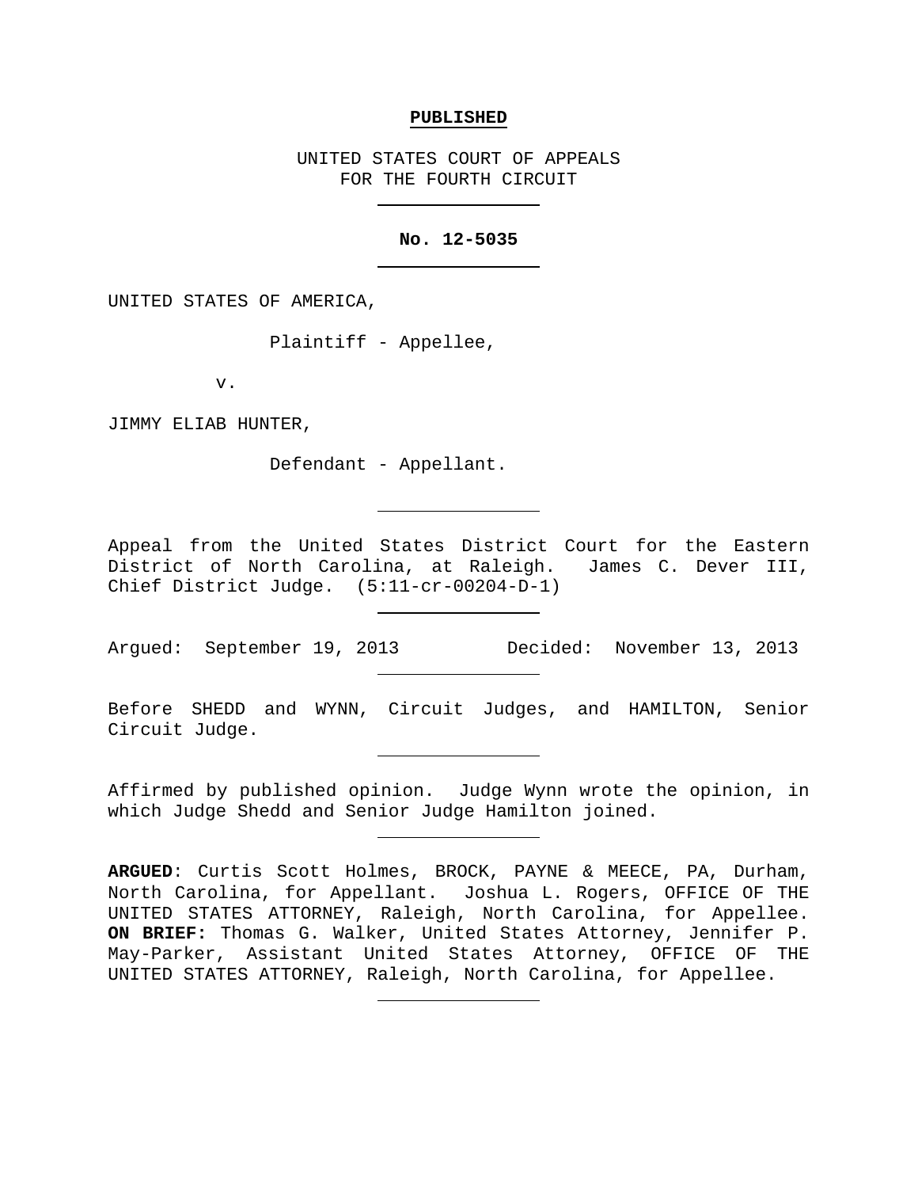**PUBLISHED**

UNITED STATES COURT OF APPEALS
FOR THE FOURTH CIRCUIT

---

**No. 12-5035**

---

UNITED STATES OF AMERICA,

Plaintiff - Appellee,

v.

JIMMY ELIAB HUNTER,

Defendant - Appellant.

---

Appeal from the United States District Court for the Eastern District of North Carolina, at Raleigh. James C. Dever III, Chief District Judge. (5:11-cr-00204-D-1)

---

Argued: September 19, 2013 Decided: November 13, 2013

---

Before SHEDD and WYNN, Circuit Judges, and HAMILTON, Senior Circuit Judge.

---

Affirmed by published opinion. Judge Wynn wrote the opinion, in which Judge Shedd and Senior Judge Hamilton joined.

---

**ARGUED**: Curtis Scott Holmes, BROCK, PAYNE & MEECE, PA, Durham, North Carolina, for Appellant. Joshua L. Rogers, OFFICE OF THE UNITED STATES ATTORNEY, Raleigh, North Carolina, for Appellee. **ON BRIEF:** Thomas G. Walker, United States Attorney, Jennifer P. May-Parker, Assistant United States Attorney, OFFICE OF THE UNITED STATES ATTORNEY, Raleigh, North Carolina, for Appellee.

---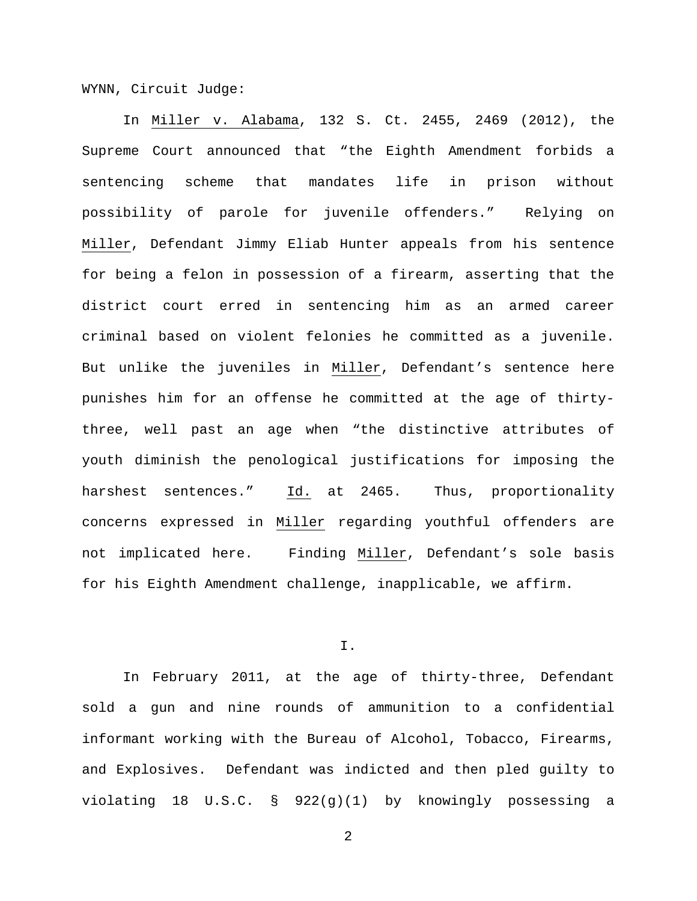WYNN, Circuit Judge:

In Miller v. Alabama, 132 S. Ct. 2455, 2469 (2012), the Supreme Court announced that "the Eighth Amendment forbids a sentencing scheme that mandates life in prison without possibility of parole for juvenile offenders." Relying on Miller, Defendant Jimmy Eliab Hunter appeals from his sentence for being a felon in possession of a firearm, asserting that the district court erred in sentencing him as an armed career criminal based on violent felonies he committed as a juvenile. But unlike the juveniles in Miller, Defendant's sentence here punishes him for an offense he committed at the age of thirty-three, well past an age when "the distinctive attributes of youth diminish the penological justifications for imposing the harshest sentences." Id. at 2465. Thus, proportionality concerns expressed in Miller regarding youthful offenders are not implicated here. Finding Miller, Defendant's sole basis for his Eighth Amendment challenge, inapplicable, we affirm.

# I.

In February 2011, at the age of thirty-three, Defendant sold a gun and nine rounds of ammunition to a confidential informant working with the Bureau of Alcohol, Tobacco, Firearms, and Explosives. Defendant was indicted and then pled guilty to violating 18 U.S.C. § 922(g)(1) by knowingly possessing a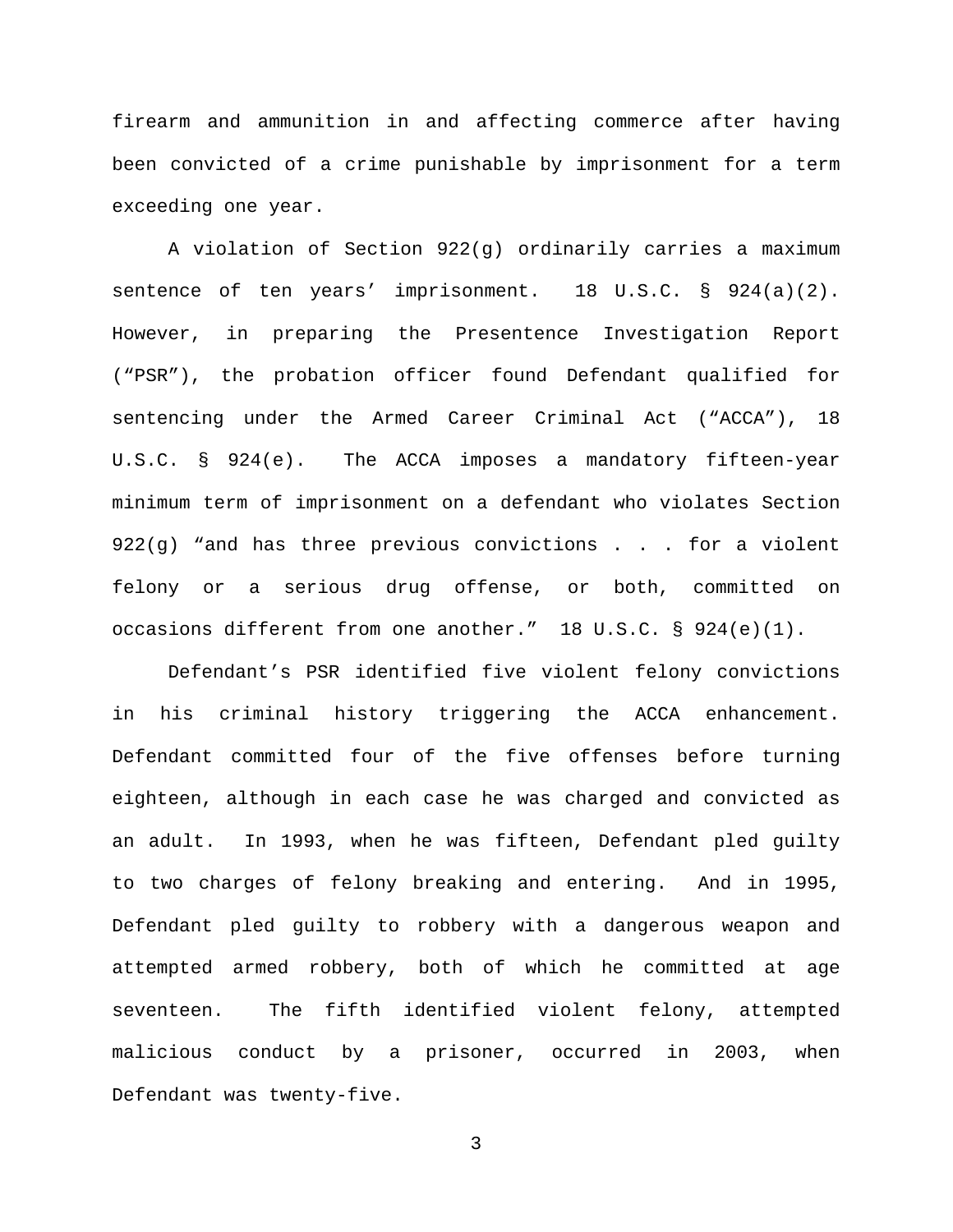firearm and ammunition in and affecting commerce after having been convicted of a crime punishable by imprisonment for a term exceeding one year.

A violation of Section 922(g) ordinarily carries a maximum sentence of ten years' imprisonment. 18 U.S.C. § 924(a)(2). However, in preparing the Presentence Investigation Report ("PSR"), the probation officer found Defendant qualified for sentencing under the Armed Career Criminal Act ("ACCA"), 18 U.S.C. § 924(e). The ACCA imposes a mandatory fifteen-year minimum term of imprisonment on a defendant who violates Section 922(g) "and has three previous convictions . . . for a violent felony or a serious drug offense, or both, committed on occasions different from one another." 18 U.S.C. § 924(e)(1).

Defendant's PSR identified five violent felony convictions in his criminal history triggering the ACCA enhancement. Defendant committed four of the five offenses before turning eighteen, although in each case he was charged and convicted as an adult. In 1993, when he was fifteen, Defendant pled guilty to two charges of felony breaking and entering. And in 1995, Defendant pled guilty to robbery with a dangerous weapon and attempted armed robbery, both of which he committed at age seventeen. The fifth identified violent felony, attempted malicious conduct by a prisoner, occurred in 2003, when Defendant was twenty-five.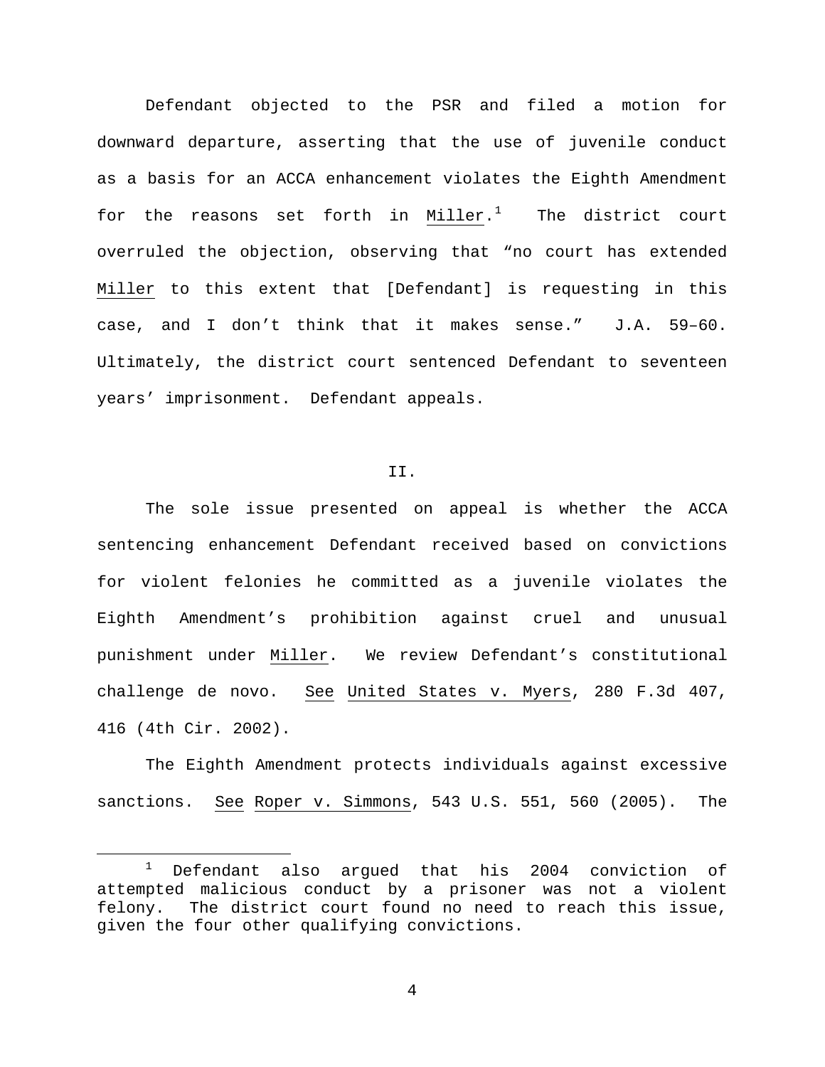Defendant objected to the PSR and filed a motion for downward departure, asserting that the use of juvenile conduct as a basis for an ACCA enhancement violates the Eighth Amendment for the reasons set forth in Miller.[1] The district court overruled the objection, observing that "no court has extended Miller to this extent that [Defendant] is requesting in this case, and I don't think that it makes sense." J.A. 59–60. Ultimately, the district court sentenced Defendant to seventeen years' imprisonment. Defendant appeals.

## II.

The sole issue presented on appeal is whether the ACCA sentencing enhancement Defendant received based on convictions for violent felonies he committed as a juvenile violates the Eighth Amendment's prohibition against cruel and unusual punishment under Miller. We review Defendant's constitutional challenge de novo. See United States v. Myers, 280 F.3d 407, 416 (4th Cir. 2002).

The Eighth Amendment protects individuals against excessive sanctions. See Roper v. Simmons, 543 U.S. 551, 560 (2005). The

[1] Defendant also argued that his 2004 conviction of attempted malicious conduct by a prisoner was not a violent felony. The district court found no need to reach this issue, given the four other qualifying convictions.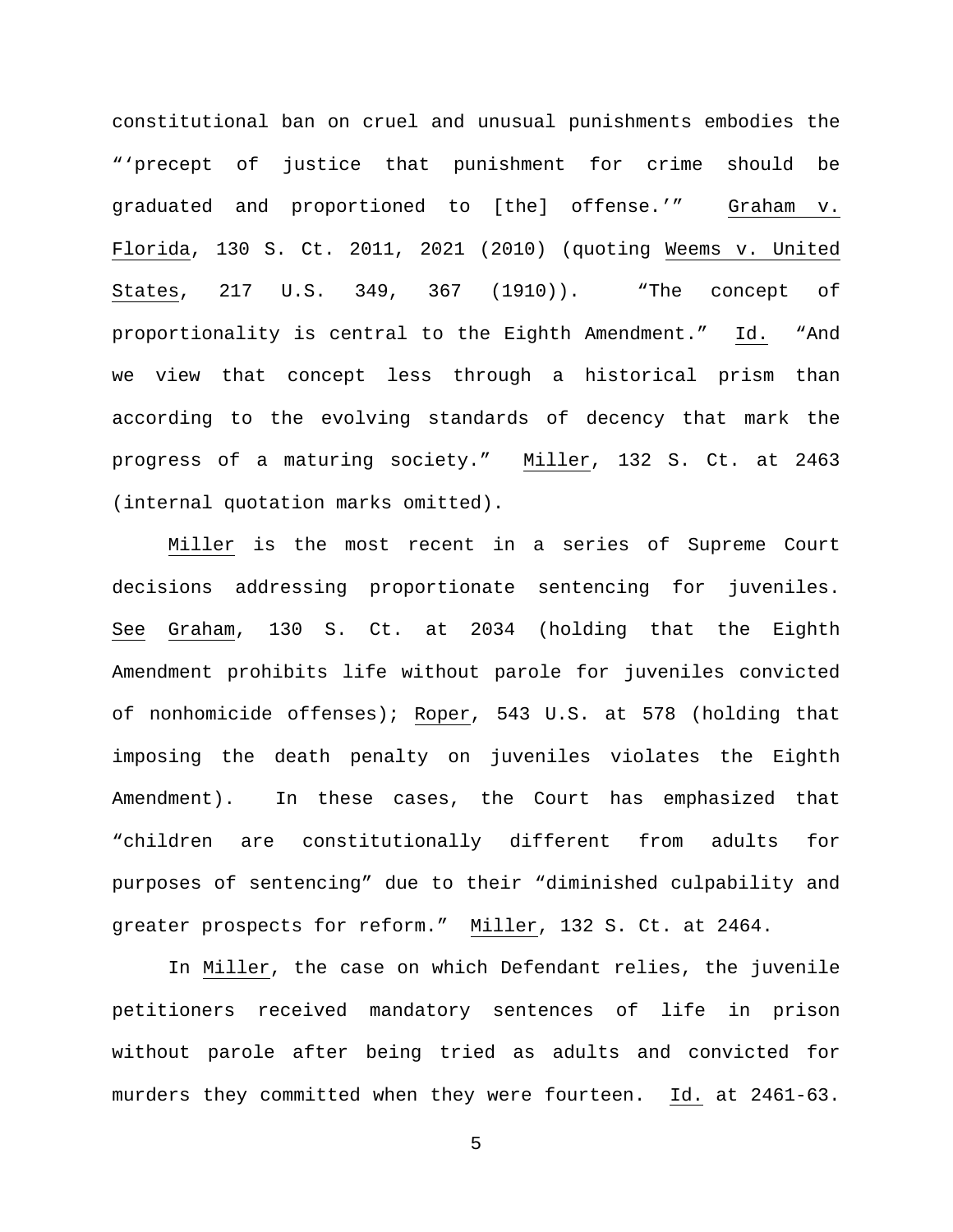constitutional ban on cruel and unusual punishments embodies the "'precept of justice that punishment for crime should be graduated and proportioned to [the] offense.'" Graham v. Florida, 130 S. Ct. 2011, 2021 (2010) (quoting Weems v. United States, 217 U.S. 349, 367 (1910)). "The concept of proportionality is central to the Eighth Amendment." Id. "And we view that concept less through a historical prism than according to the evolving standards of decency that mark the progress of a maturing society." Miller, 132 S. Ct. at 2463 (internal quotation marks omitted).

Miller is the most recent in a series of Supreme Court decisions addressing proportionate sentencing for juveniles. See Graham, 130 S. Ct. at 2034 (holding that the Eighth Amendment prohibits life without parole for juveniles convicted of nonhomicide offenses); Roper, 543 U.S. at 578 (holding that imposing the death penalty on juveniles violates the Eighth Amendment). In these cases, the Court has emphasized that "children are constitutionally different from adults for purposes of sentencing" due to their "diminished culpability and greater prospects for reform." Miller, 132 S. Ct. at 2464.

In Miller, the case on which Defendant relies, the juvenile petitioners received mandatory sentences of life in prison without parole after being tried as adults and convicted for murders they committed when they were fourteen. Id. at 2461-63.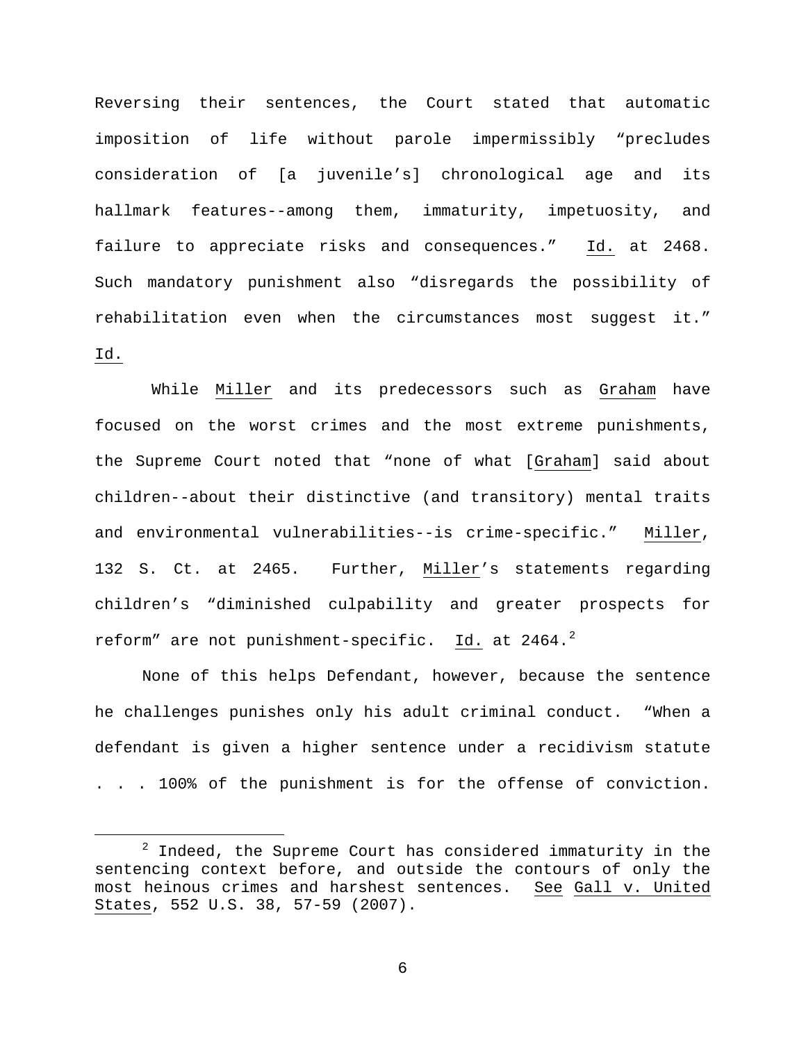Reversing their sentences, the Court stated that automatic imposition of life without parole impermissibly "precludes consideration of [a juvenile's] chronological age and its hallmark features--among them, immaturity, impetuosity, and failure to appreciate risks and consequences." Id. at 2468. Such mandatory punishment also "disregards the possibility of rehabilitation even when the circumstances most suggest it." Id.

While Miller and its predecessors such as Graham have focused on the worst crimes and the most extreme punishments, the Supreme Court noted that "none of what [Graham] said about children--about their distinctive (and transitory) mental traits and environmental vulnerabilities--is crime-specific." Miller, 132 S. Ct. at 2465. Further, Miller's statements regarding children's "diminished culpability and greater prospects for reform" are not punishment-specific. Id. at 2464.[2]

None of this helps Defendant, however, because the sentence he challenges punishes only his adult criminal conduct. "When a defendant is given a higher sentence under a recidivism statute . . . 100% of the punishment is for the offense of conviction.

[2] Indeed, the Supreme Court has considered immaturity in the sentencing context before, and outside the contours of only the most heinous crimes and harshest sentences. See Gall v. United States, 552 U.S. 38, 57-59 (2007).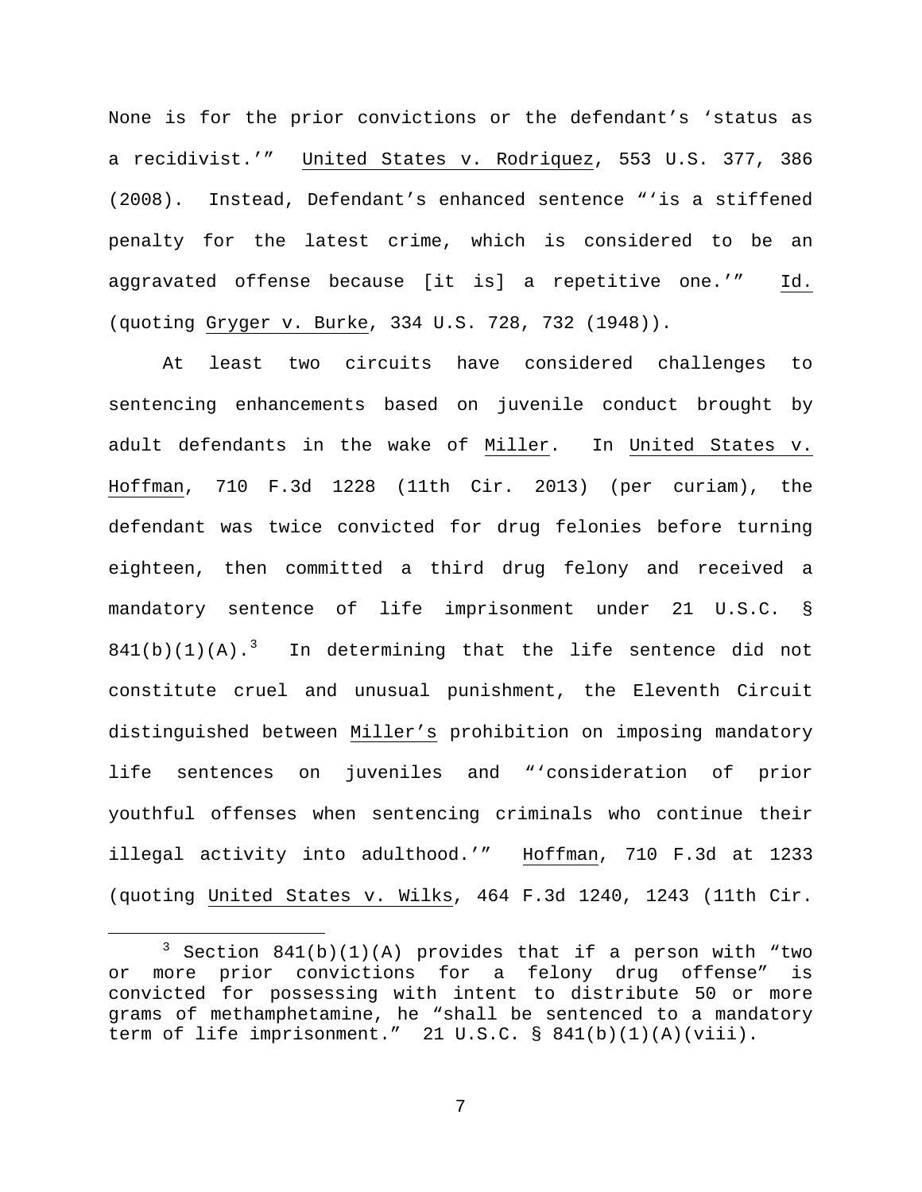None is for the prior convictions or the defendant's 'status as a recidivist.'" United States v. Rodriquez, 553 U.S. 377, 386 (2008). Instead, Defendant's enhanced sentence "'is a stiffened penalty for the latest crime, which is considered to be an aggravated offense because [it is] a repetitive one.'" Id. (quoting Gryger v. Burke, 334 U.S. 728, 732 (1948)).

At least two circuits have considered challenges to sentencing enhancements based on juvenile conduct brought by adult defendants in the wake of Miller. In United States v. Hoffman, 710 F.3d 1228 (11th Cir. 2013) (per curiam), the defendant was twice convicted for drug felonies before turning eighteen, then committed a third drug felony and received a mandatory sentence of life imprisonment under 21 U.S.C. § 841(b)(1)(A).[3] In determining that the life sentence did not constitute cruel and unusual punishment, the Eleventh Circuit distinguished between Miller's prohibition on imposing mandatory life sentences on juveniles and "'consideration of prior youthful offenses when sentencing criminals who continue their illegal activity into adulthood.'" Hoffman, 710 F.3d at 1233 (quoting United States v. Wilks, 464 F.3d 1240, 1243 (11th Cir.

[3] Section 841(b)(1)(A) provides that if a person with "two or more prior convictions for a felony drug offense" is convicted for possessing with intent to distribute 50 or more grams of methamphetamine, he "shall be sentenced to a mandatory term of life imprisonment." 21 U.S.C. § 841(b)(1)(A)(viii).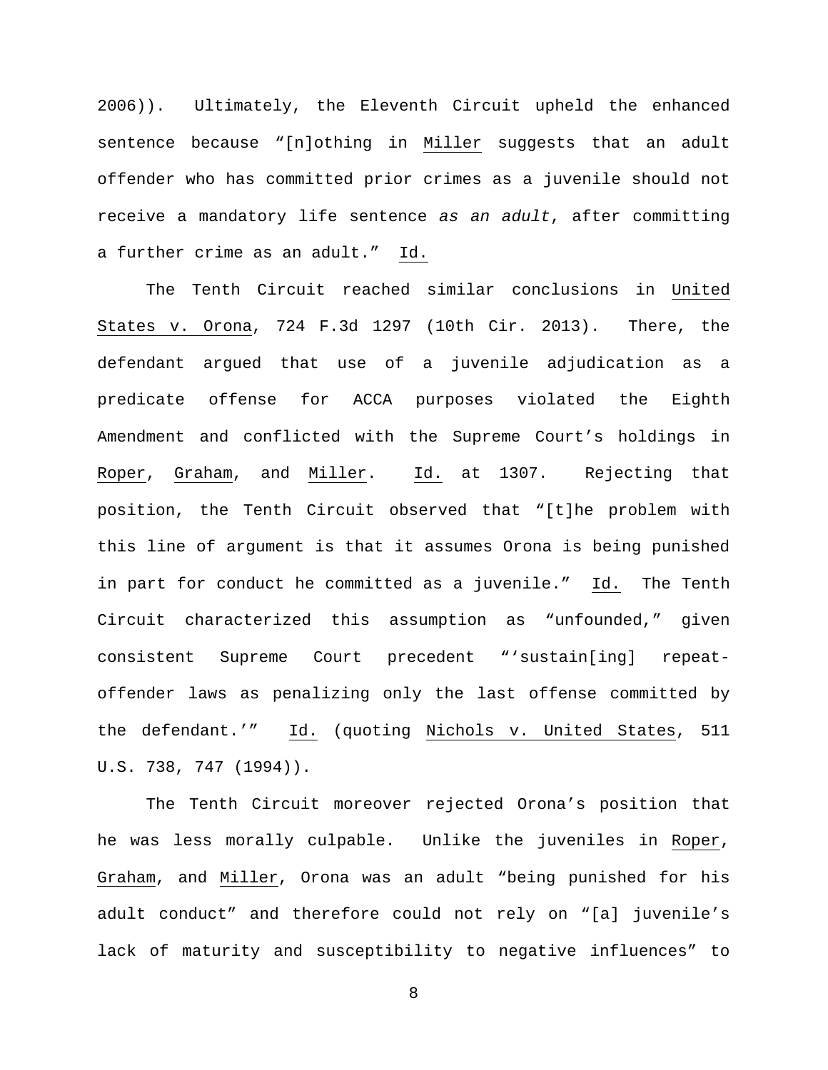2006)). Ultimately, the Eleventh Circuit upheld the enhanced sentence because "[n]othing in Miller suggests that an adult offender who has committed prior crimes as a juvenile should not receive a mandatory life sentence *as an adult*, after committing a further crime as an adult." Id.

The Tenth Circuit reached similar conclusions in United States v. Orona, 724 F.3d 1297 (10th Cir. 2013). There, the defendant argued that use of a juvenile adjudication as a predicate offense for ACCA purposes violated the Eighth Amendment and conflicted with the Supreme Court's holdings in Roper, Graham, and Miller. Id. at 1307. Rejecting that position, the Tenth Circuit observed that "[t]he problem with this line of argument is that it assumes Orona is being punished in part for conduct he committed as a juvenile." Id. The Tenth Circuit characterized this assumption as "unfounded," given consistent Supreme Court precedent "'sustain[ing] repeat-offender laws as penalizing only the last offense committed by the defendant.'" Id. (quoting Nichols v. United States, 511 U.S. 738, 747 (1994)).

The Tenth Circuit moreover rejected Orona's position that he was less morally culpable. Unlike the juveniles in Roper, Graham, and Miller, Orona was an adult "being punished for his adult conduct" and therefore could not rely on "[a] juvenile's lack of maturity and susceptibility to negative influences" to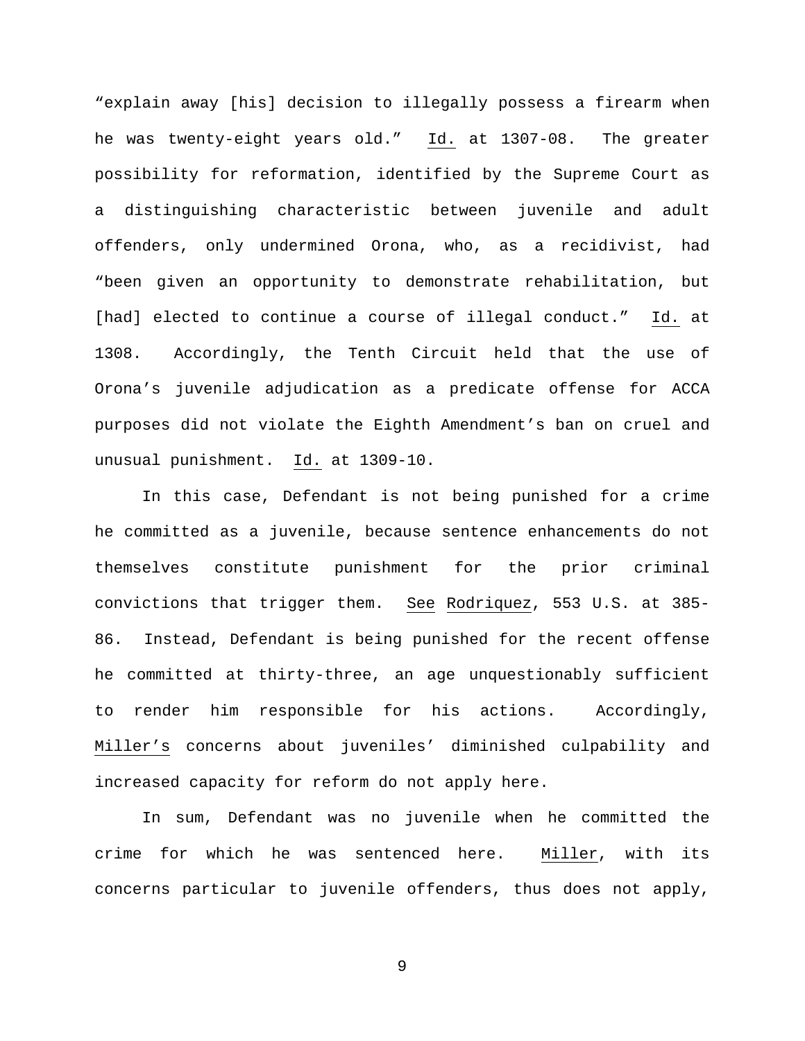"explain away [his] decision to illegally possess a firearm when he was twenty-eight years old." Id. at 1307-08. The greater possibility for reformation, identified by the Supreme Court as a distinguishing characteristic between juvenile and adult offenders, only undermined Orona, who, as a recidivist, had "been given an opportunity to demonstrate rehabilitation, but [had] elected to continue a course of illegal conduct." Id. at 1308. Accordingly, the Tenth Circuit held that the use of Orona's juvenile adjudication as a predicate offense for ACCA purposes did not violate the Eighth Amendment's ban on cruel and unusual punishment. Id. at 1309-10.

In this case, Defendant is not being punished for a crime he committed as a juvenile, because sentence enhancements do not themselves constitute punishment for the prior criminal convictions that trigger them. See Rodriquez, 553 U.S. at 385-86. Instead, Defendant is being punished for the recent offense he committed at thirty-three, an age unquestionably sufficient to render him responsible for his actions. Accordingly, Miller's concerns about juveniles' diminished culpability and increased capacity for reform do not apply here.

In sum, Defendant was no juvenile when he committed the crime for which he was sentenced here. Miller, with its concerns particular to juvenile offenders, thus does not apply,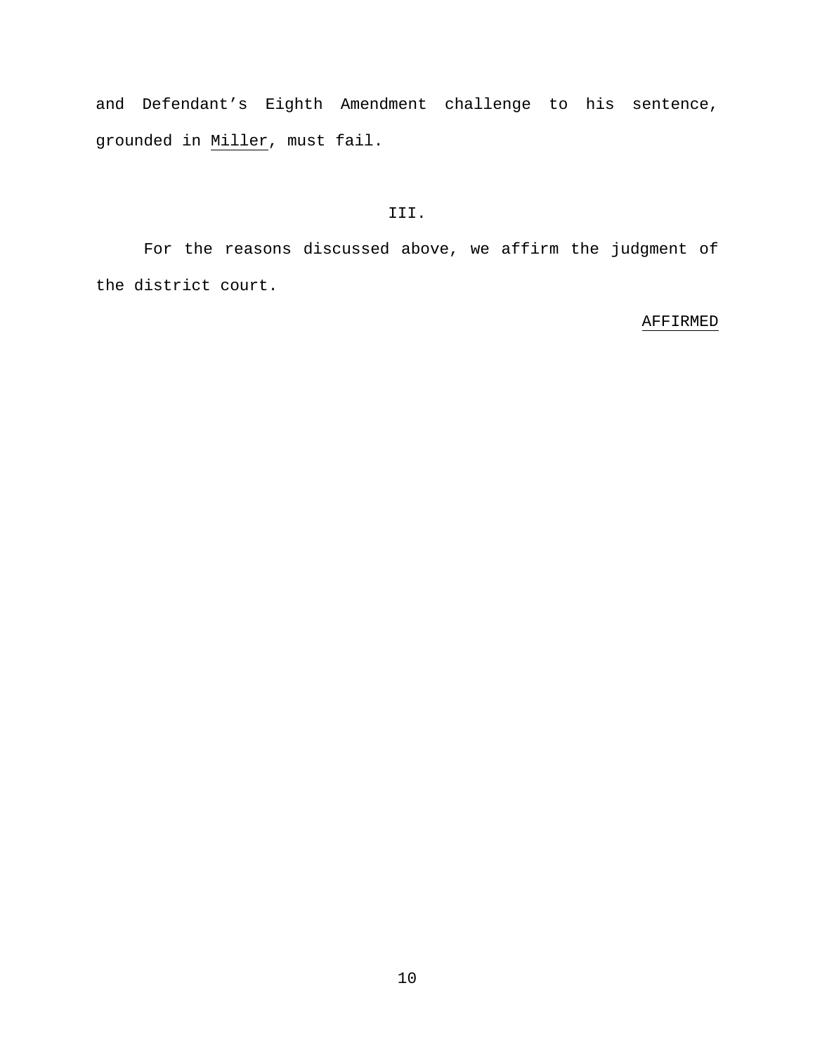and Defendant's Eighth Amendment challenge to his sentence, grounded in _Miller_, must fail.

III.

For the reasons discussed above, we affirm the judgment of the district court.

AFFIRMED